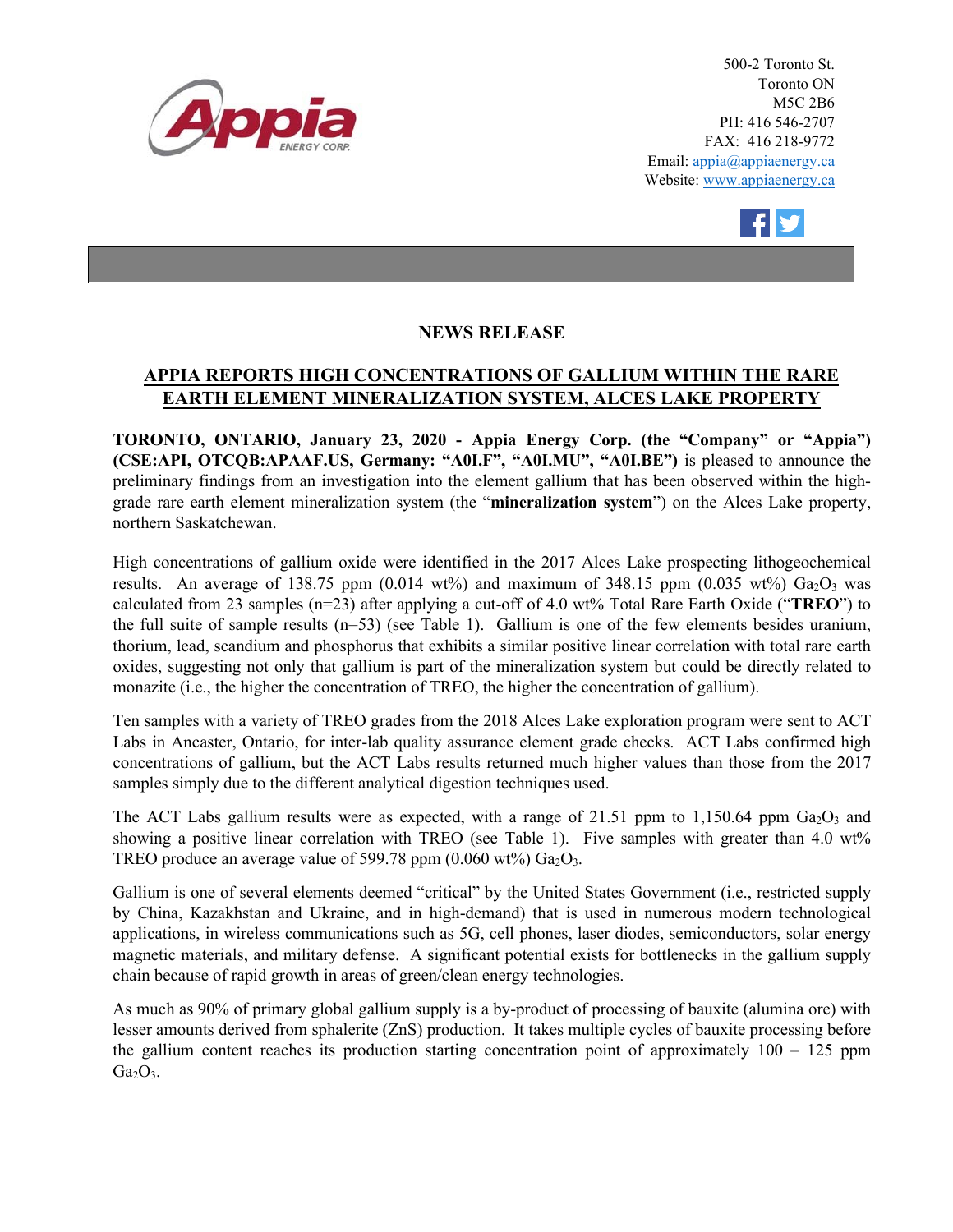500-2 Toronto St.
Toronto ON
M5C 2B6
PH: 416 546-2707
FAX: 416 218-9772
Email: appia@appiaenergy.ca
Website: www.appiaenergy.ca

## NEWS RELEASE

## APPIA REPORTS HIGH CONCENTRATIONS OF GALLIUM WITHIN THE RARE EARTH ELEMENT MINERALIZATION SYSTEM, ALCES LAKE PROPERTY

**TORONTO, ONTARIO, January 23, 2020 - Appia Energy Corp. (the "Company" or "Appia") (CSE:API, OTCQB:APAAF.US, Germany: "A0I.F", "A0I.MU", "A0I.BE")** is pleased to announce the preliminary findings from an investigation into the element gallium that has been observed within the high-grade rare earth element mineralization system (the "**mineralization system**") on the Alces Lake property, northern Saskatchewan.

High concentrations of gallium oxide were identified in the 2017 Alces Lake prospecting lithogeochemical results. An average of 138.75 ppm (0.014 wt%) and maximum of 348.15 ppm (0.035 wt%) $Ga_2O_3$ was calculated from 23 samples (n=23) after applying a cut-off of 4.0 wt% Total Rare Earth Oxide ("**TREO**") to the full suite of sample results (n=53) (see Table 1). Gallium is one of the few elements besides uranium, thorium, lead, scandium and phosphorus that exhibits a similar positive linear correlation with total rare earth oxides, suggesting not only that gallium is part of the mineralization system but could be directly related to monazite (i.e., the higher the concentration of TREO, the higher the concentration of gallium).

Ten samples with a variety of TREO grades from the 2018 Alces Lake exploration program were sent to ACT Labs in Ancaster, Ontario, for inter-lab quality assurance element grade checks. ACT Labs confirmed high concentrations of gallium, but the ACT Labs results returned much higher values than those from the 2017 samples simply due to the different analytical digestion techniques used.

The ACT Labs gallium results were as expected, with a range of 21.51 ppm to 1,150.64 ppm $Ga_2O_3$ and showing a positive linear correlation with TREO (see Table 1). Five samples with greater than 4.0 wt% TREO produce an average value of 599.78 ppm (0.060 wt%) $Ga_2O_3$.

Gallium is one of several elements deemed "critical" by the United States Government (i.e., restricted supply by China, Kazakhstan and Ukraine, and in high-demand) that is used in numerous modern technological applications, in wireless communications such as 5G, cell phones, laser diodes, semiconductors, solar energy magnetic materials, and military defense. A significant potential exists for bottlenecks in the gallium supply chain because of rapid growth in areas of green/clean energy technologies.

As much as 90% of primary global gallium supply is a by-product of processing of bauxite (alumina ore) with lesser amounts derived from sphalerite (ZnS) production. It takes multiple cycles of bauxite processing before the gallium content reaches its production starting concentration point of approximately 100 – 125 ppm $Ga_2O_3$.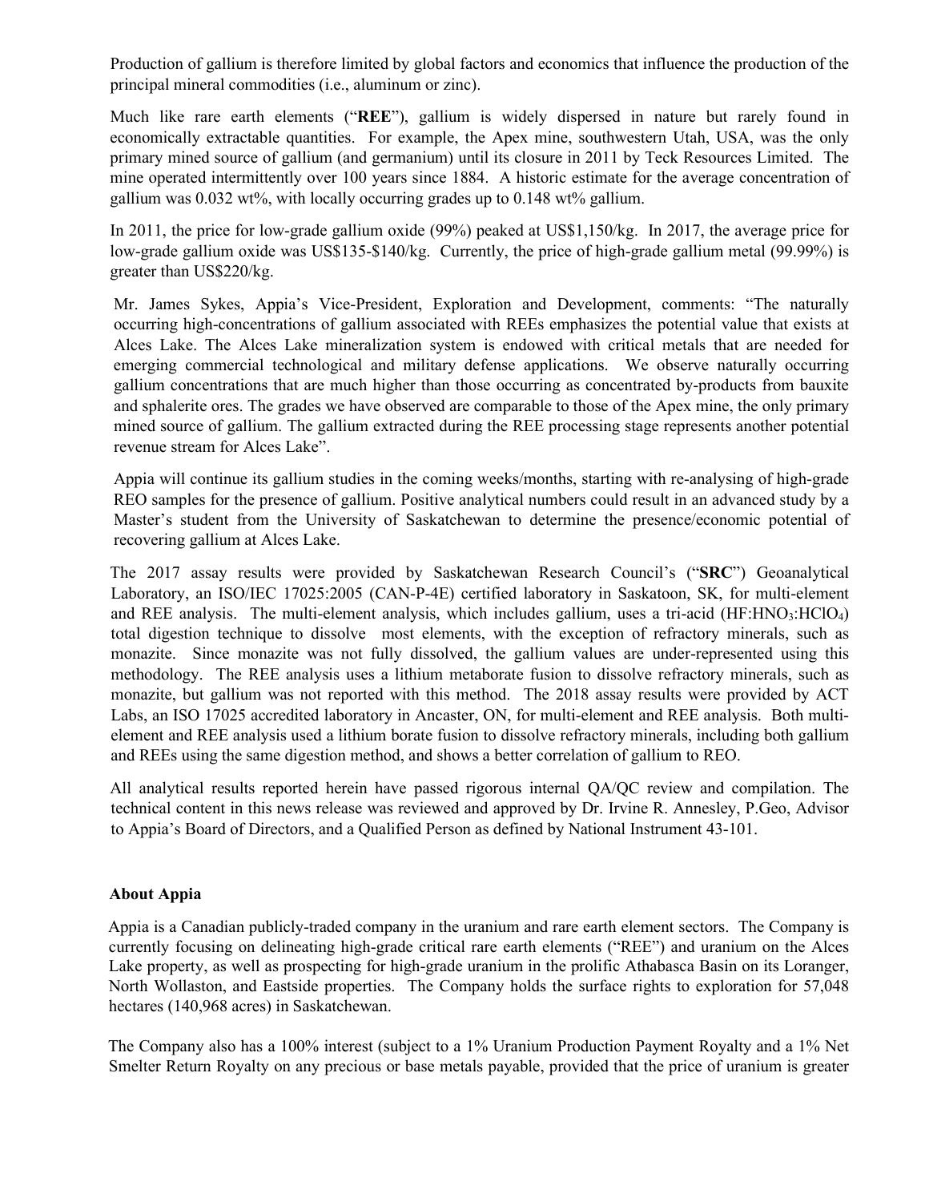Production of gallium is therefore limited by global factors and economics that influence the production of the principal mineral commodities (i.e., aluminum or zinc).

Much like rare earth elements ("**REE**"), gallium is widely dispersed in nature but rarely found in economically extractable quantities. For example, the Apex mine, southwestern Utah, USA, was the only primary mined source of gallium (and germanium) until its closure in 2011 by Teck Resources Limited. The mine operated intermittently over 100 years since 1884. A historic estimate for the average concentration of gallium was 0.032 wt%, with locally occurring grades up to 0.148 wt% gallium.

In 2011, the price for low-grade gallium oxide (99%) peaked at US$1,150/kg. In 2017, the average price for low-grade gallium oxide was US$135-$140/kg. Currently, the price of high-grade gallium metal (99.99%) is greater than US$220/kg.

Mr. James Sykes, Appia's Vice-President, Exploration and Development, comments: "The naturally occurring high-concentrations of gallium associated with REEs emphasizes the potential value that exists at Alces Lake. The Alces Lake mineralization system is endowed with critical metals that are needed for emerging commercial technological and military defense applications. We observe naturally occurring gallium concentrations that are much higher than those occurring as concentrated by-products from bauxite and sphalerite ores. The grades we have observed are comparable to those of the Apex mine, the only primary mined source of gallium. The gallium extracted during the REE processing stage represents another potential revenue stream for Alces Lake".

Appia will continue its gallium studies in the coming weeks/months, starting with re-analysing of high-grade REO samples for the presence of gallium. Positive analytical numbers could result in an advanced study by a Master's student from the University of Saskatchewan to determine the presence/economic potential of recovering gallium at Alces Lake.

The 2017 assay results were provided by Saskatchewan Research Council's ("**SRC**") Geoanalytical Laboratory, an ISO/IEC 17025:2005 (CAN-P-4E) certified laboratory in Saskatoon, SK, for multi-element and REE analysis. The multi-element analysis, which includes gallium, uses a tri-acid ($HF$:$HNO_3$:$HClO_4$) total digestion technique to dissolve most elements, with the exception of refractory minerals, such as monazite. Since monazite was not fully dissolved, the gallium values are under-represented using this methodology. The REE analysis uses a lithium metaborate fusion to dissolve refractory minerals, such as monazite, but gallium was not reported with this method. The 2018 assay results were provided by ACT Labs, an ISO 17025 accredited laboratory in Ancaster, ON, for multi-element and REE analysis. Both multi-element and REE analysis used a lithium borate fusion to dissolve refractory minerals, including both gallium and REEs using the same digestion method, and shows a better correlation of gallium to REO.

All analytical results reported herein have passed rigorous internal QA/QC review and compilation. The technical content in this news release was reviewed and approved by Dr. Irvine R. Annesley, P.Geo, Advisor to Appia's Board of Directors, and a Qualified Person as defined by National Instrument 43-101.

### About Appia

Appia is a Canadian publicly-traded company in the uranium and rare earth element sectors. The Company is currently focusing on delineating high-grade critical rare earth elements ("REE") and uranium on the Alces Lake property, as well as prospecting for high-grade uranium in the prolific Athabasca Basin on its Loranger, North Wollaston, and Eastside properties. The Company holds the surface rights to exploration for 57,048 hectares (140,968 acres) in Saskatchewan.

The Company also has a 100% interest (subject to a 1% Uranium Production Payment Royalty and a 1% Net Smelter Return Royalty on any precious or base metals payable, provided that the price of uranium is greater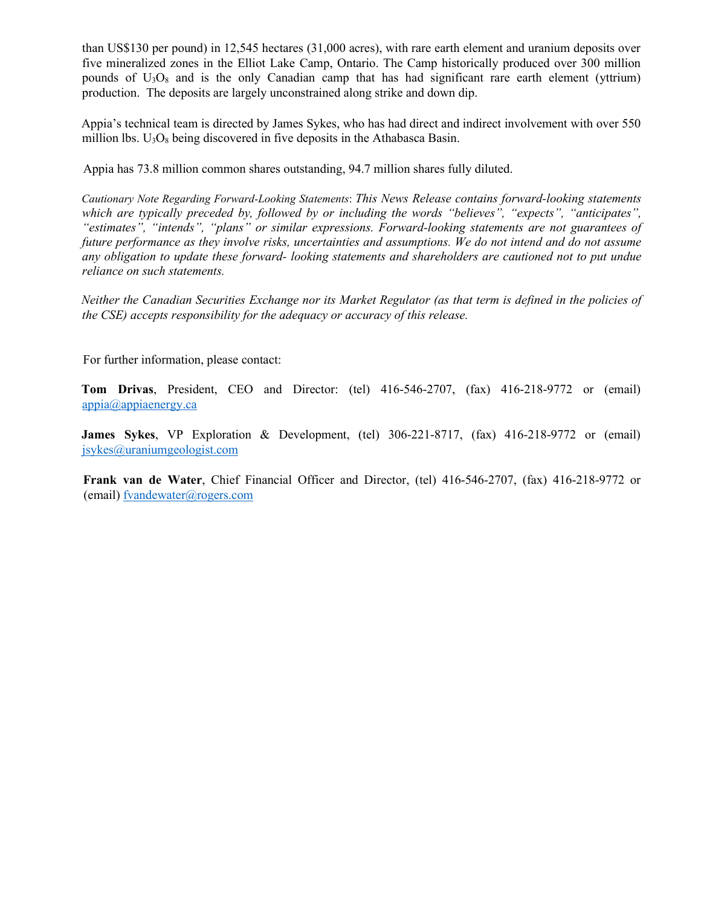than US$130 per pound) in 12,545 hectares (31,000 acres), with rare earth element and uranium deposits over five mineralized zones in the Elliot Lake Camp, Ontario. The Camp historically produced over 300 million pounds of $U_3O_8$ and is the only Canadian camp that has had significant rare earth element (yttrium) production. The deposits are largely unconstrained along strike and down dip.

Appia's technical team is directed by James Sykes, who has had direct and indirect involvement with over 550 million lbs. $U_3O_8$ being discovered in five deposits in the Athabasca Basin.

Appia has 73.8 million common shares outstanding, 94.7 million shares fully diluted.

*Cautionary Note Regarding Forward-Looking Statements: This News Release contains forward-looking statements which are typically preceded by, followed by or including the words "believes", "expects", "anticipates", "estimates", "intends", "plans" or similar expressions. Forward-looking statements are not guarantees of future performance as they involve risks, uncertainties and assumptions. We do not intend and do not assume any obligation to update these forward- looking statements and shareholders are cautioned not to put undue reliance on such statements.*

*Neither the Canadian Securities Exchange nor its Market Regulator (as that term is defined in the policies of the CSE) accepts responsibility for the adequacy or accuracy of this release.*

For further information, please contact:

**Tom Drivas**, President, CEO and Director: (tel) 416-546-2707, (fax) 416-218-9772 or (email) appia@appiaenergy.ca

**James Sykes**, VP Exploration & Development, (tel) 306-221-8717, (fax) 416-218-9772 or (email) jsykes@uraniumgeologist.com

**Frank van de Water**, Chief Financial Officer and Director, (tel) 416-546-2707, (fax) 416-218-9772 or (email) fvandewater@rogers.com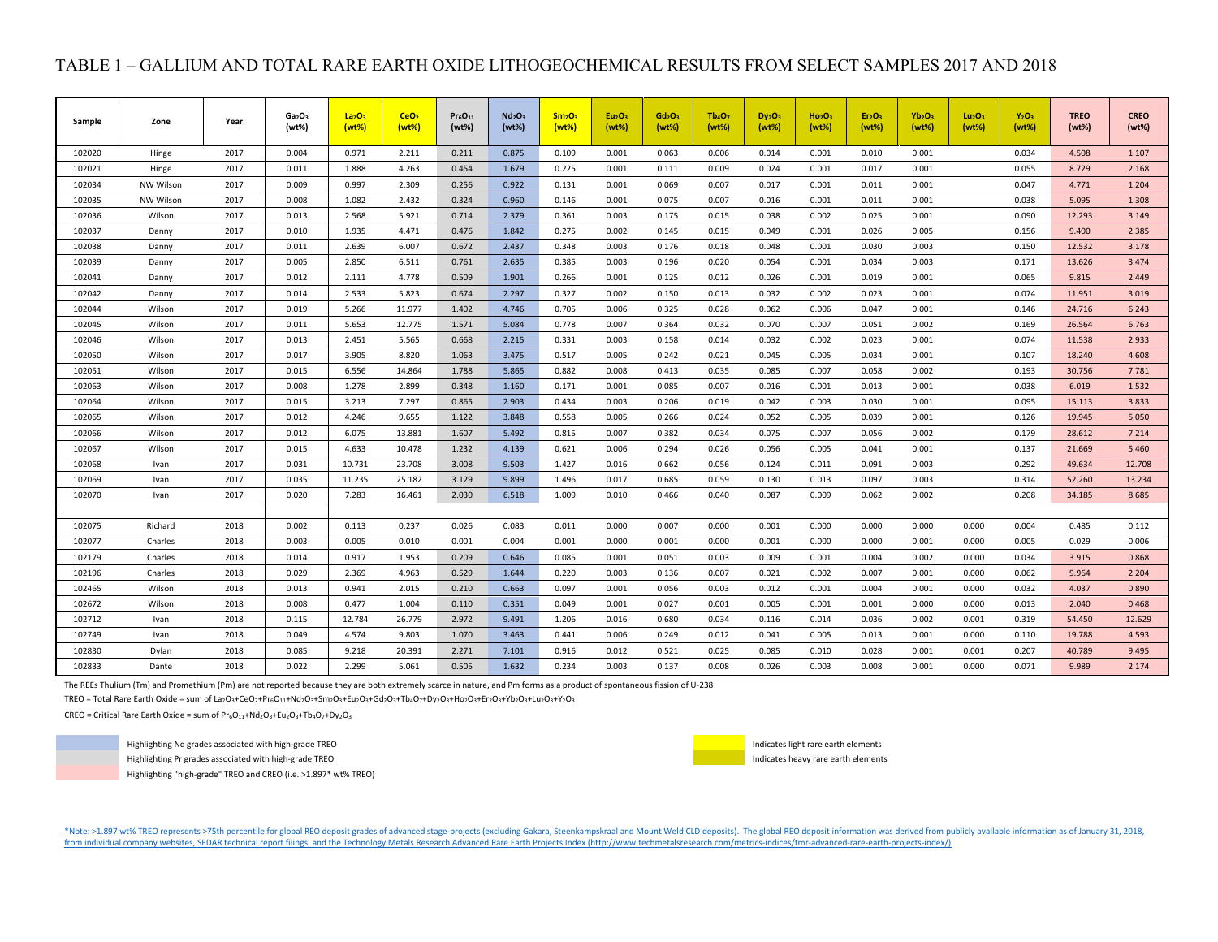# TABLE 1 – GALLIUM AND TOTAL RARE EARTH OXIDE LITHOGEOCHEMICAL RESULTS FROM SELECT SAMPLES 2017 AND 2018

| Sample | Zone | Year | $Ga_2O_3$ (wt%) | $La_2O_3$ (wt%) | $CeO_2$ (wt%) | $Pr_6O_{11}$ (wt%) | $Nd_2O_3$ (wt%) | $Sm_2O_3$ (wt%) | $Eu_2O_3$ (wt%) | $Gd_2O_3$ (wt%) | $Tb_4O_7$ (wt%) | $Dy_2O_3$ (wt%) | $Ho_2O_3$ (wt%) | $Er_2O_3$ (wt%) | $Yb_2O_3$ (wt%) | $Lu_2O_3$ (wt%) | $Y_2O_3$ (wt%) | TREO (wt%) | CREO (wt%) |
|---|---|---|---|---|---|---|---|---|---|---|---|---|---|---|---|---|---|---|---|
| 102020 | Hinge | 2017 | 0.004 | 0.971 | 2.211 | 0.211 | 0.875 | 0.109 | 0.001 | 0.063 | 0.006 | 0.014 | 0.001 | 0.010 | 0.001 | | 0.034 | 4.508 | 1.107 |
| 102021 | Hinge | 2017 | 0.011 | 1.888 | 4.263 | 0.454 | 1.679 | 0.225 | 0.001 | 0.111 | 0.009 | 0.024 | 0.001 | 0.017 | 0.001 | | 0.055 | 8.729 | 2.168 |
| 102034 | NW Wilson | 2017 | 0.009 | 0.997 | 2.309 | 0.256 | 0.922 | 0.131 | 0.001 | 0.069 | 0.007 | 0.017 | 0.001 | 0.011 | 0.001 | | 0.047 | 4.771 | 1.204 |
| 102035 | NW Wilson | 2017 | 0.008 | 1.082 | 2.432 | 0.324 | 0.960 | 0.146 | 0.001 | 0.075 | 0.007 | 0.016 | 0.001 | 0.011 | 0.001 | | 0.038 | 5.095 | 1.308 |
| 102036 | Wilson | 2017 | 0.013 | 2.568 | 5.921 | 0.714 | 2.379 | 0.361 | 0.003 | 0.175 | 0.015 | 0.038 | 0.002 | 0.025 | 0.001 | | 0.090 | 12.293 | 3.149 |
| 102037 | Danny | 2017 | 0.010 | 1.935 | 4.471 | 0.476 | 1.842 | 0.275 | 0.002 | 0.145 | 0.015 | 0.049 | 0.001 | 0.026 | 0.005 | | 0.156 | 9.400 | 2.385 |
| 102038 | Danny | 2017 | 0.011 | 2.639 | 6.007 | 0.672 | 2.437 | 0.348 | 0.003 | 0.176 | 0.018 | 0.048 | 0.001 | 0.030 | 0.003 | | 0.150 | 12.532 | 3.178 |
| 102039 | Danny | 2017 | 0.005 | 2.850 | 6.511 | 0.761 | 2.635 | 0.385 | 0.003 | 0.196 | 0.020 | 0.054 | 0.001 | 0.034 | 0.003 | | 0.171 | 13.626 | 3.474 |
| 102041 | Danny | 2017 | 0.012 | 2.111 | 4.778 | 0.509 | 1.901 | 0.266 | 0.001 | 0.125 | 0.012 | 0.026 | 0.001 | 0.019 | 0.001 | | 0.065 | 9.815 | 2.449 |
| 102042 | Danny | 2017 | 0.014 | 2.533 | 5.823 | 0.674 | 2.297 | 0.327 | 0.002 | 0.150 | 0.013 | 0.032 | 0.002 | 0.023 | 0.001 | | 0.074 | 11.951 | 3.019 |
| 102044 | Wilson | 2017 | 0.019 | 5.266 | 11.977 | 1.402 | 4.746 | 0.705 | 0.006 | 0.325 | 0.028 | 0.062 | 0.006 | 0.047 | 0.001 | | 0.146 | 24.716 | 6.243 |
| 102045 | Wilson | 2017 | 0.011 | 5.653 | 12.775 | 1.571 | 5.084 | 0.778 | 0.007 | 0.364 | 0.032 | 0.070 | 0.007 | 0.051 | 0.002 | | 0.169 | 26.564 | 6.763 |
| 102046 | Wilson | 2017 | 0.013 | 2.451 | 5.565 | 0.668 | 2.215 | 0.331 | 0.003 | 0.158 | 0.014 | 0.032 | 0.002 | 0.023 | 0.001 | | 0.074 | 11.538 | 2.933 |
| 102050 | Wilson | 2017 | 0.017 | 3.905 | 8.820 | 1.063 | 3.475 | 0.517 | 0.005 | 0.242 | 0.021 | 0.045 | 0.005 | 0.034 | 0.001 | | 0.107 | 18.240 | 4.608 |
| 102051 | Wilson | 2017 | 0.015 | 6.556 | 14.864 | 1.788 | 5.865 | 0.882 | 0.008 | 0.413 | 0.035 | 0.085 | 0.007 | 0.058 | 0.002 | | 0.193 | 30.756 | 7.781 |
| 102063 | Wilson | 2017 | 0.008 | 1.278 | 2.899 | 0.348 | 1.160 | 0.171 | 0.001 | 0.085 | 0.007 | 0.016 | 0.001 | 0.013 | 0.001 | | 0.038 | 6.019 | 1.532 |
| 102064 | Wilson | 2017 | 0.015 | 3.213 | 7.297 | 0.865 | 2.903 | 0.434 | 0.003 | 0.206 | 0.019 | 0.042 | 0.003 | 0.030 | 0.001 | | 0.095 | 15.113 | 3.833 |
| 102065 | Wilson | 2017 | 0.012 | 4.246 | 9.655 | 1.122 | 3.848 | 0.558 | 0.005 | 0.266 | 0.024 | 0.052 | 0.005 | 0.039 | 0.001 | | 0.126 | 19.945 | 5.050 |
| 102066 | Wilson | 2017 | 0.012 | 6.075 | 13.881 | 1.607 | 5.492 | 0.815 | 0.007 | 0.382 | 0.034 | 0.075 | 0.007 | 0.056 | 0.002 | | 0.179 | 28.612 | 7.214 |
| 102067 | Wilson | 2017 | 0.015 | 4.633 | 10.478 | 1.232 | 4.139 | 0.621 | 0.006 | 0.294 | 0.026 | 0.056 | 0.005 | 0.041 | 0.001 | | 0.137 | 21.669 | 5.460 |
| 102068 | Ivan | 2017 | 0.031 | 10.731 | 23.708 | 3.008 | 9.503 | 1.427 | 0.016 | 0.662 | 0.056 | 0.124 | 0.011 | 0.091 | 0.003 | | 0.292 | 49.634 | 12.708 |
| 102069 | Ivan | 2017 | 0.035 | 11.235 | 25.182 | 3.129 | 9.899 | 1.496 | 0.017 | 0.685 | 0.059 | 0.130 | 0.013 | 0.097 | 0.003 | | 0.314 | 52.260 | 13.234 |
| 102070 | Ivan | 2017 | 0.020 | 7.283 | 16.461 | 2.030 | 6.518 | 1.009 | 0.010 | 0.466 | 0.040 | 0.087 | 0.009 | 0.062 | 0.002 | | 0.208 | 34.185 | 8.685 |
| | | | | | | | | | | | | | | | | | | | |
| 102075 | Richard | 2018 | 0.002 | 0.113 | 0.237 | 0.026 | 0.083 | 0.011 | 0.000 | 0.007 | 0.000 | 0.001 | 0.000 | 0.000 | 0.000 | 0.000 | 0.004 | 0.485 | 0.112 |
| 102077 | Charles | 2018 | 0.003 | 0.005 | 0.010 | 0.001 | 0.004 | 0.001 | 0.000 | 0.001 | 0.000 | 0.001 | 0.000 | 0.000 | 0.001 | 0.000 | 0.005 | 0.029 | 0.006 |
| 102179 | Charles | 2018 | 0.014 | 0.917 | 1.953 | 0.209 | 0.646 | 0.085 | 0.001 | 0.051 | 0.003 | 0.009 | 0.001 | 0.004 | 0.002 | 0.000 | 0.034 | 3.915 | 0.868 |
| 102196 | Charles | 2018 | 0.029 | 2.369 | 4.963 | 0.529 | 1.644 | 0.220 | 0.003 | 0.136 | 0.007 | 0.021 | 0.002 | 0.007 | 0.001 | 0.000 | 0.062 | 9.964 | 2.204 |
| 102465 | Wilson | 2018 | 0.013 | 0.941 | 2.015 | 0.210 | 0.663 | 0.097 | 0.001 | 0.056 | 0.003 | 0.012 | 0.001 | 0.004 | 0.001 | 0.000 | 0.032 | 4.037 | 0.890 |
| 102672 | Wilson | 2018 | 0.008 | 0.477 | 1.004 | 0.110 | 0.351 | 0.049 | 0.001 | 0.027 | 0.001 | 0.005 | 0.001 | 0.001 | 0.000 | 0.000 | 0.013 | 2.040 | 0.468 |
| 102712 | Ivan | 2018 | 0.115 | 12.784 | 26.779 | 2.972 | 9.491 | 1.206 | 0.016 | 0.680 | 0.034 | 0.116 | 0.014 | 0.036 | 0.002 | 0.001 | 0.319 | 54.450 | 12.629 |
| 102749 | Ivan | 2018 | 0.049 | 4.574 | 9.803 | 1.070 | 3.463 | 0.441 | 0.006 | 0.249 | 0.012 | 0.041 | 0.005 | 0.013 | 0.001 | 0.000 | 0.110 | 19.788 | 4.593 |
| 102830 | Dylan | 2018 | 0.085 | 9.218 | 20.391 | 2.271 | 7.101 | 0.916 | 0.012 | 0.521 | 0.025 | 0.085 | 0.010 | 0.028 | 0.001 | 0.001 | 0.207 | 40.789 | 9.495 |
| 102833 | Dante | 2018 | 0.022 | 2.299 | 5.061 | 0.505 | 1.632 | 0.234 | 0.003 | 0.137 | 0.008 | 0.026 | 0.003 | 0.008 | 0.001 | 0.000 | 0.071 | 9.989 | 2.174 |

The REEs Thulium (Tm) and Promethium (Pm) are not reported because they are both extremely scarce in nature, and Pm forms as a product of spontaneous fission of U-238

TREO = Total Rare Earth Oxide = sum of $La_2O_3$+$CeO_2$+$Pr_6O_{11}$+$Nd_2O_3$+$Sm_2O_3$+$Eu_2O_3$+$Gd_2O_3$+$Tb_4O_7$+$Dy_2O_3$+$Ho_2O_3$+$Er_2O_3$+$Yb_2O_3$+$Lu_2O_3$+$Y_2O_3$

CREO = Critical Rare Earth Oxide = sum of $Pr_6O_{11}$+$Nd_2O_3$+$Eu_2O_3$+$Tb_4O_7$+$Dy_2O_3$

Highlighting Nd grades associated with high-grade TREO

Highlighting Pr grades associated with high-grade TREO

Highlighting "high-grade" TREO and CREO (i.e. >1.897* wt% TREO)

Indicates light rare earth elements

Indicates heavy rare earth elements

*Note: >1.897 wt% TREO represents >75th percentile for global REO deposit grades of advanced stage-projects (excluding Gakara, Steenkampskraal and Mount Weld CLD deposits). The global REO deposit information was derived from publicly available information as of January 31, 2018, from individual company websites, SEDAR technical report filings, and the Technology Metals Research Advanced Rare Earth Projects Index (http://www.techmetalsresearch.com/metrics-indices/tmr-advanced-rare-earth-projects-index/)